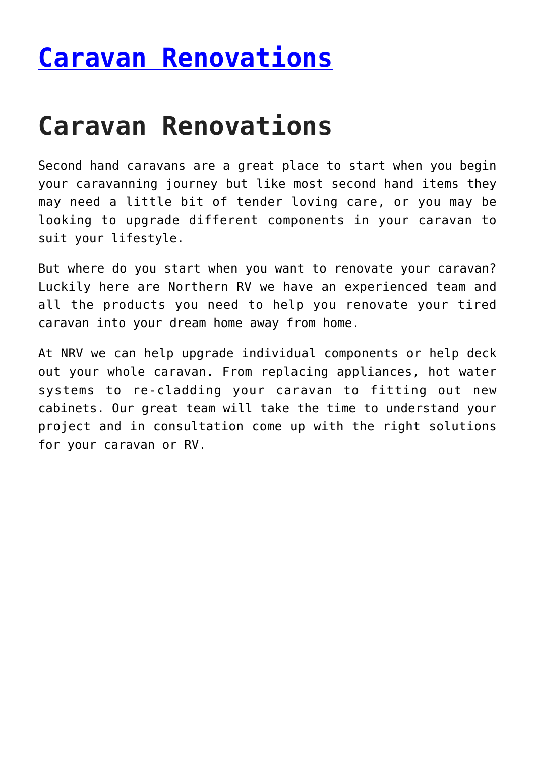# [Caravan Renovations]

# Caravan Renovations

Second hand caravans are a great place to start when you begin your caravanning journey but like most second hand items they may need a little bit of tender loving care, or you may be looking to upgrade different components in your caravan to suit your lifestyle.

But where do you start when you want to renovate your caravan? Luckily here are Northern RV we have an experienced team and all the products you need to help you renovate your tired caravan into your dream home away from home.

At NRV we can help upgrade individual components or help deck out your whole caravan. From replacing appliances, hot water systems to re-cladding your caravan to fitting out new cabinets. Our great team will take the time to understand your project and in consultation come up with the right solutions for your caravan or RV.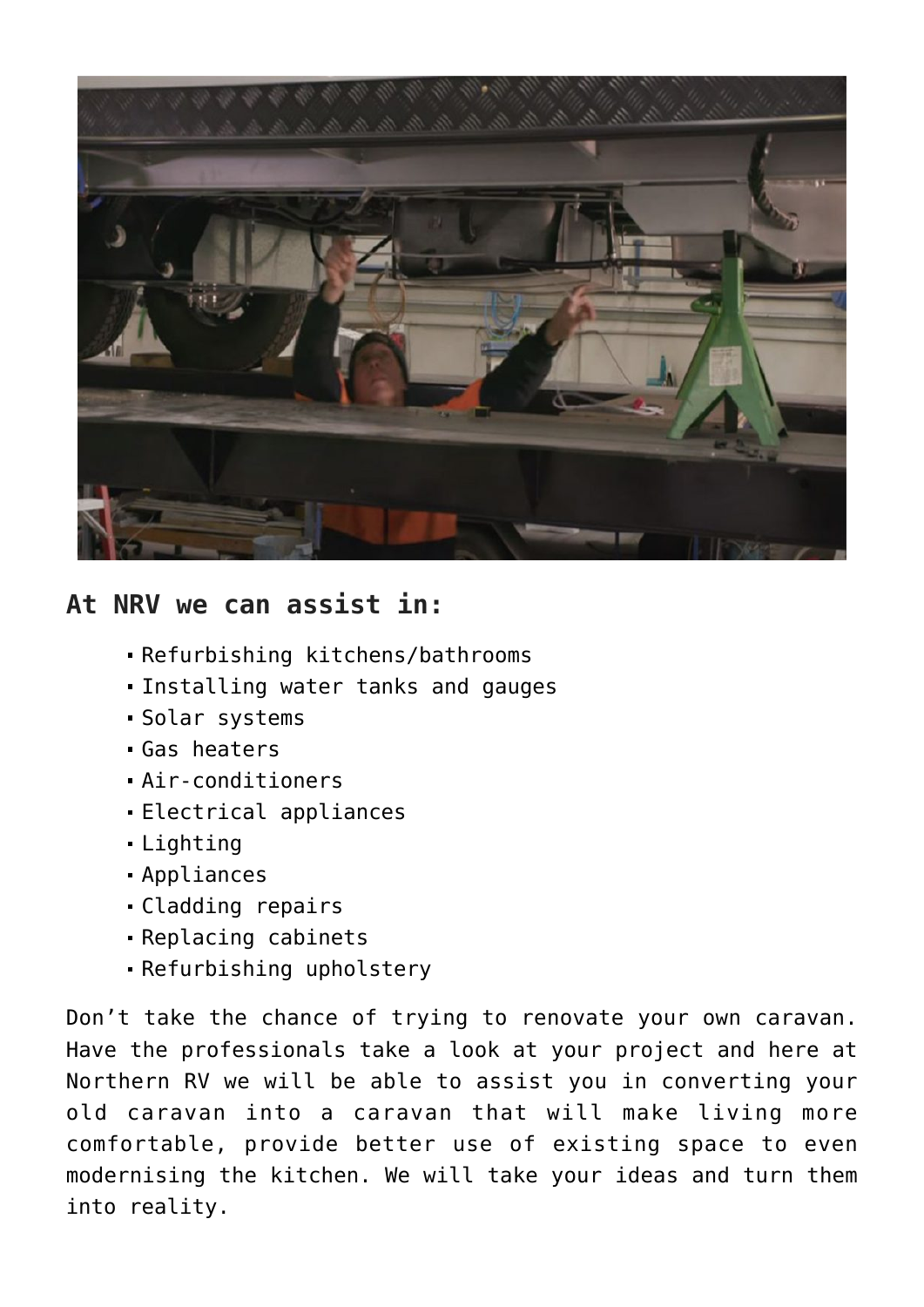## At NRV we can assist in:

- Refurbishing kitchens/bathrooms
- Installing water tanks and gauges
- Solar systems
- Gas heaters
- Air-conditioners
- Electrical appliances
- Lighting
- Appliances
- Cladding repairs
- Replacing cabinets
- Refurbishing upholstery

Don't take the chance of trying to renovate your own caravan. Have the professionals take a look at your project and here at Northern RV we will be able to assist you in converting your old caravan into a caravan that will make living more comfortable, provide better use of existing space to even modernising the kitchen. We will take your ideas and turn them into reality.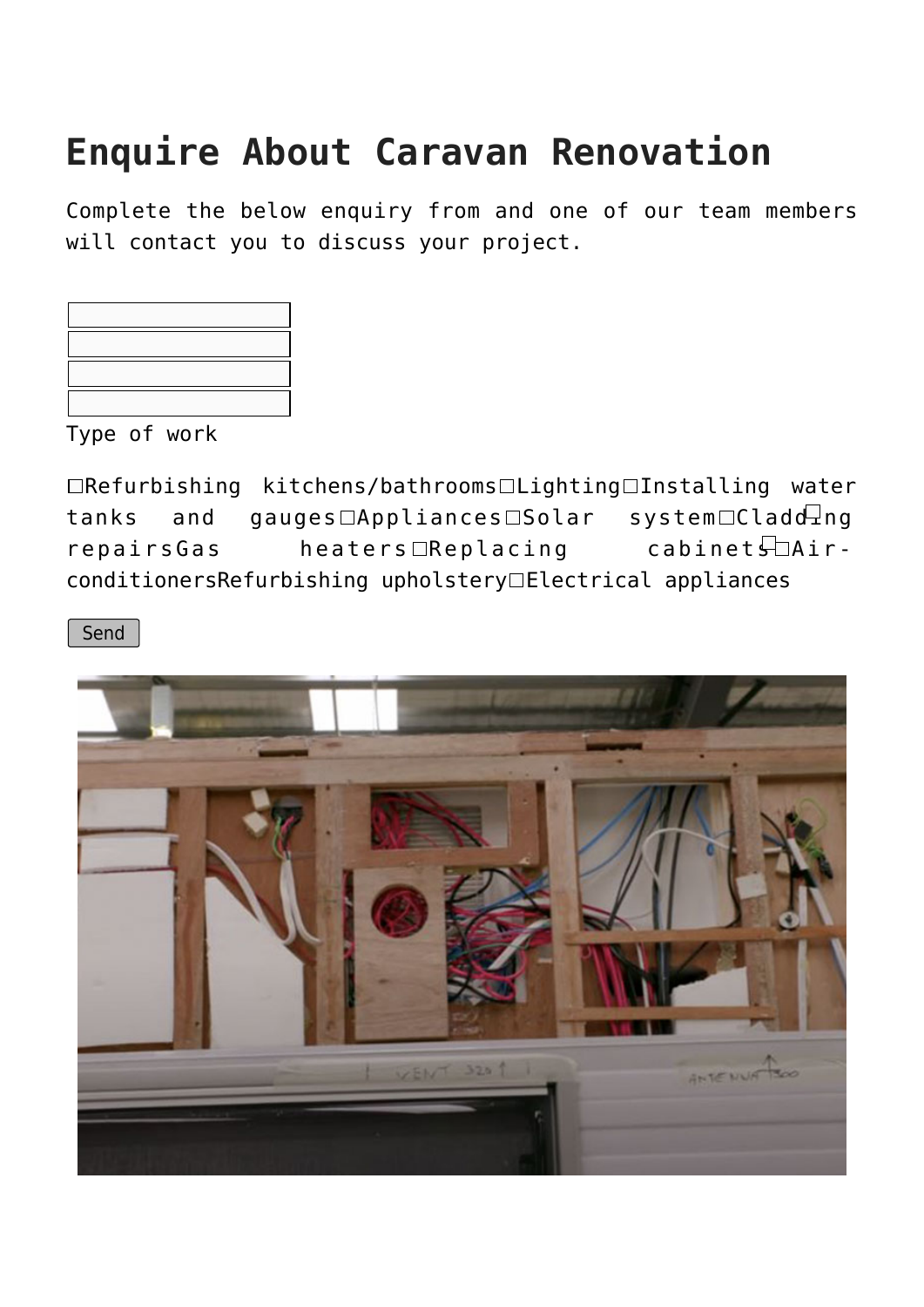# Enquire About Caravan Renovation

Complete the below enquiry from and one of our team members will contact you to discuss your project.

Type of work

☐Refurbishing kitchens/bathrooms☐Lighting☐Installing water tanks and gauges☐Appliances☐Solar system☐Cladding repairs☐Gas heaters☐Replacing cabinets☐Air-conditioners☐Refurbishing upholstery☐Electrical appliances

Send